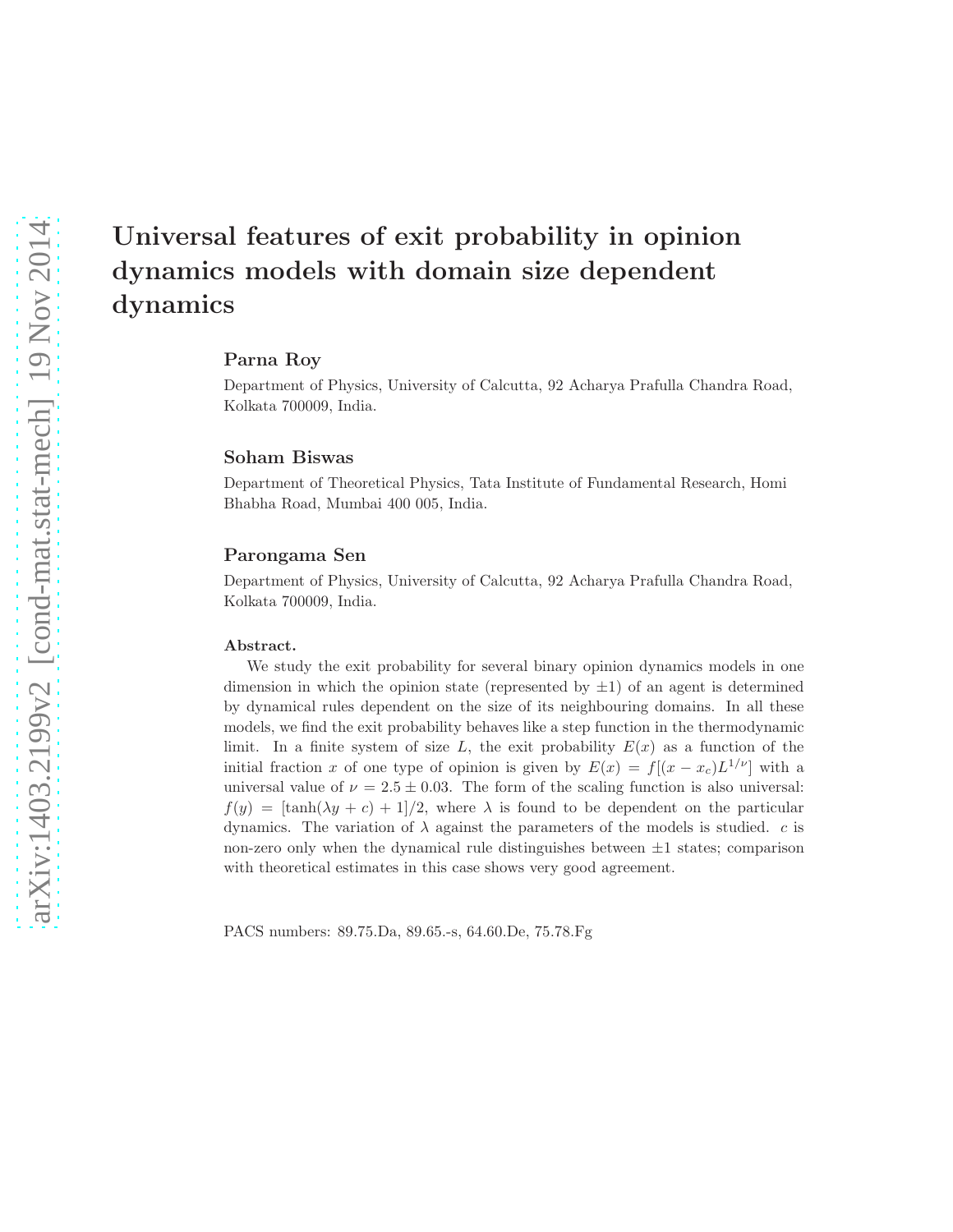# Universal features of exit probability in opinion dynamics models with domain size dependent dynamics

**Parna Roy**

Department of Physics, University of Calcutta, 92 Acharya Prafulla Chandra Road, Kolkata 700009, India.

**Soham Biswas**

Department of Theoretical Physics, Tata Institute of Fundamental Research, Homi Bhabha Road, Mumbai 400 005, India.

**Parongama Sen**

Department of Physics, University of Calcutta, 92 Acharya Prafulla Chandra Road, Kolkata 700009, India.

**Abstract.**

We study the exit probability for several binary opinion dynamics models in one dimension in which the opinion state (represented by $\pm 1$) of an agent is determined by dynamical rules dependent on the size of its neighbouring domains. In all these models, we find the exit probability behaves like a step function in the thermodynamic limit. In a finite system of size $L$, the exit probability $E(x)$ as a function of the initial fraction $x$ of one type of opinion is given by $E(x) = f[(x - x_c)L^{1/\nu}]$ with a universal value of $\nu = 2.5 \pm 0.03$. The form of the scaling function is also universal: $f(y) = [\tanh(\lambda y + c) + 1]/2$, where $\lambda$ is found to be dependent on the particular dynamics. The variation of $\lambda$ against the parameters of the models is studied. $c$ is non-zero only when the dynamical rule distinguishes between $\pm 1$ states; comparison with theoretical estimates in this case shows very good agreement.

PACS numbers: 89.75.Da, 89.65.-s, 64.60.De, 75.78.Fg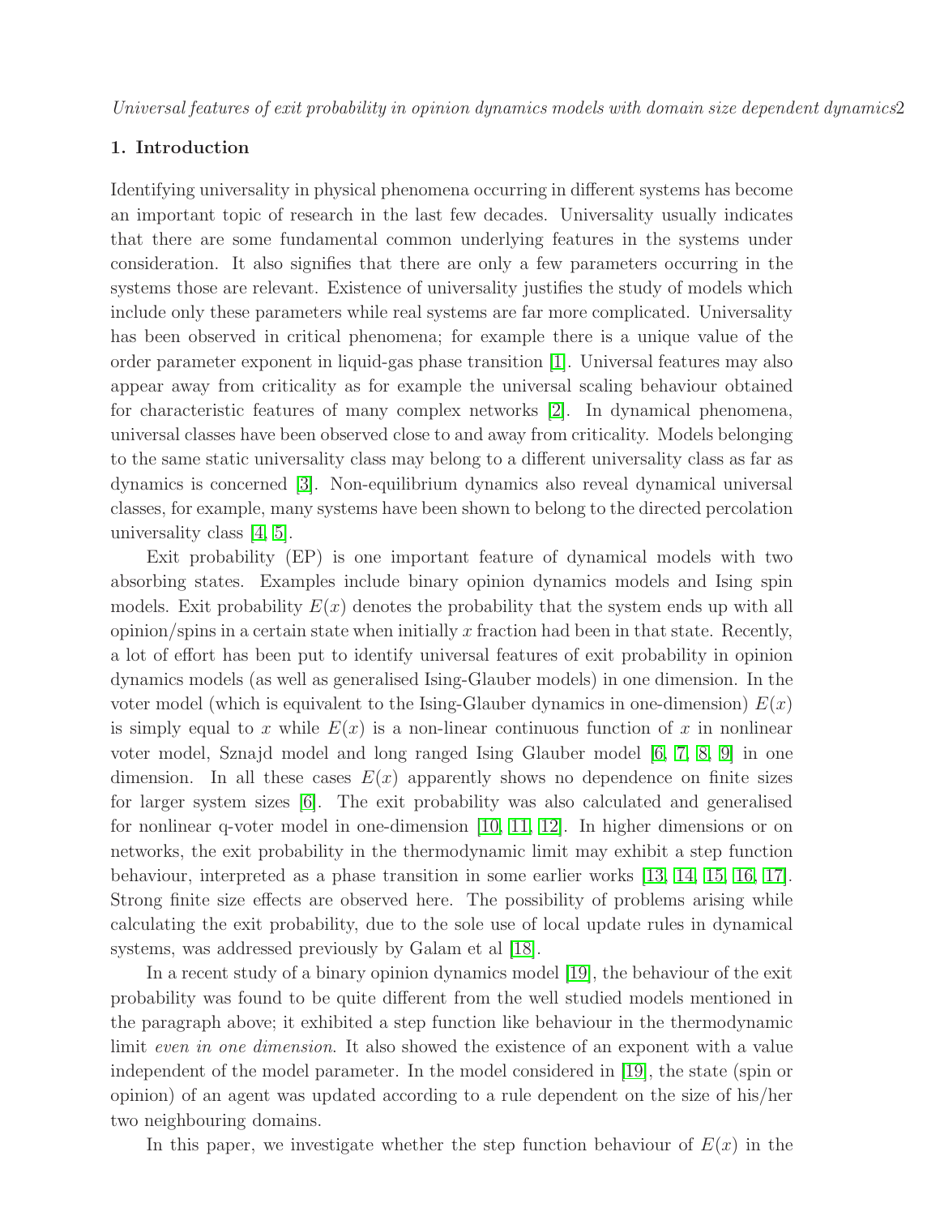## 1. Introduction

Identifying universality in physical phenomena occurring in different systems has become an important topic of research in the last few decades. Universality usually indicates that there are some fundamental common underlying features in the systems under consideration. It also signifies that there are only a few parameters occurring in the systems those are relevant. Existence of universality justifies the study of models which include only these parameters while real systems are far more complicated. Universality has been observed in critical phenomena; for example there is a unique value of the order parameter exponent in liquid-gas phase transition [1]. Universal features may also appear away from criticality as for example the universal scaling behaviour obtained for characteristic features of many complex networks [2]. In dynamical phenomena, universal classes have been observed close to and away from criticality. Models belonging to the same static universality class may belong to a different universality class as far as dynamics is concerned [3]. Non-equilibrium dynamics also reveal dynamical universal classes, for example, many systems have been shown to belong to the directed percolation universality class [4, 5].

Exit probability (EP) is one important feature of dynamical models with two absorbing states. Examples include binary opinion dynamics models and Ising spin models. Exit probability $E(x)$ denotes the probability that the system ends up with all opinion/spins in a certain state when initially $x$ fraction had been in that state. Recently, a lot of effort has been put to identify universal features of exit probability in opinion dynamics models (as well as generalised Ising-Glauber models) in one dimension. In the voter model (which is equivalent to the Ising-Glauber dynamics in one-dimension) $E(x)$ is simply equal to $x$ while $E(x)$ is a non-linear continuous function of $x$ in nonlinear voter model, Sznajd model and long ranged Ising Glauber model [6, 7, 8, 9] in one dimension. In all these cases $E(x)$ apparently shows no dependence on finite sizes for larger system sizes [6]. The exit probability was also calculated and generalised for nonlinear q-voter model in one-dimension [10, 11, 12]. In higher dimensions or on networks, the exit probability in the thermodynamic limit may exhibit a step function behaviour, interpreted as a phase transition in some earlier works [13, 14, 15, 16, 17]. Strong finite size effects are observed here. The possibility of problems arising while calculating the exit probability, due to the sole use of local update rules in dynamical systems, was addressed previously by Galam et al [18].

In a recent study of a binary opinion dynamics model [19], the behaviour of the exit probability was found to be quite different from the well studied models mentioned in the paragraph above; it exhibited a step function like behaviour in the thermodynamic limit *even in one dimension*. It also showed the existence of an exponent with a value independent of the model parameter. In the model considered in [19], the state (spin or opinion) of an agent was updated according to a rule dependent on the size of his/her two neighbouring domains.

In this paper, we investigate whether the step function behaviour of $E(x)$ in the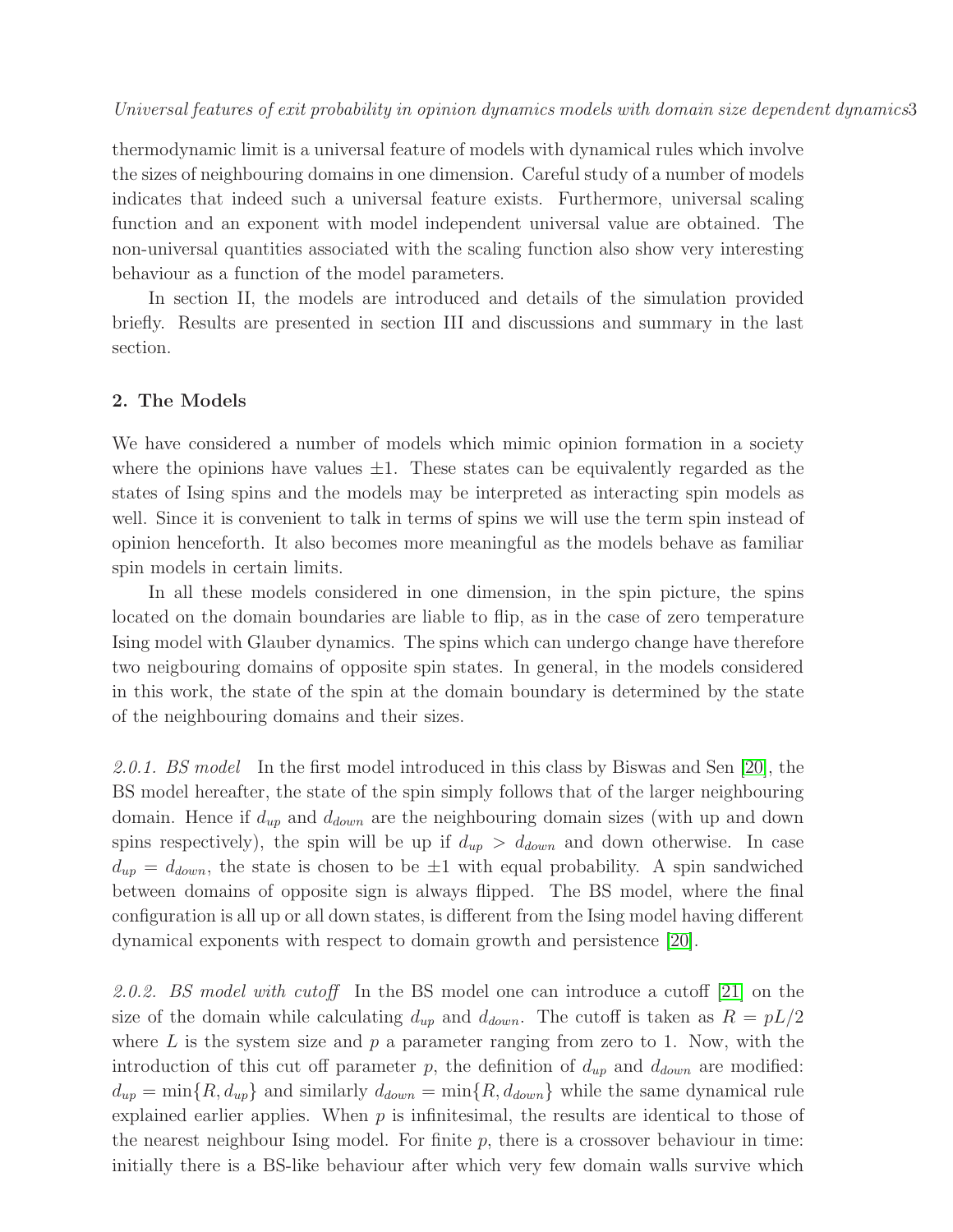thermodynamic limit is a universal feature of models with dynamical rules which involve the sizes of neighbouring domains in one dimension. Careful study of a number of models indicates that indeed such a universal feature exists. Furthermore, universal scaling function and an exponent with model independent universal value are obtained. The non-universal quantities associated with the scaling function also show very interesting behaviour as a function of the model parameters.

In section II, the models are introduced and details of the simulation provided briefly. Results are presented in section III and discussions and summary in the last section.

## 2. The Models

We have considered a number of models which mimic opinion formation in a society where the opinions have values $\pm 1$. These states can be equivalently regarded as the states of Ising spins and the models may be interpreted as interacting spin models as well. Since it is convenient to talk in terms of spins we will use the term spin instead of opinion henceforth. It also becomes more meaningful as the models behave as familiar spin models in certain limits.

In all these models considered in one dimension, in the spin picture, the spins located on the domain boundaries are liable to flip, as in the case of zero temperature Ising model with Glauber dynamics. The spins which can undergo change have therefore two neigbouring domains of opposite spin states. In general, in the models considered in this work, the state of the spin at the domain boundary is determined by the state of the neighbouring domains and their sizes.

*2.0.1. BS model* In the first model introduced in this class by Biswas and Sen [20], the BS model hereafter, the state of the spin simply follows that of the larger neighbouring domain. Hence if $d_{up}$ and $d_{down}$ are the neighbouring domain sizes (with up and down spins respectively), the spin will be up if $d_{up} > d_{down}$ and down otherwise. In case $d_{up} = d_{down}$, the state is chosen to be $\pm 1$ with equal probability. A spin sandwiched between domains of opposite sign is always flipped. The BS model, where the final configuration is all up or all down states, is different from the Ising model having different dynamical exponents with respect to domain growth and persistence [20].

*2.0.2. BS model with cutoff* In the BS model one can introduce a cutoff [21] on the size of the domain while calculating $d_{up}$ and $d_{down}$. The cutoff is taken as $R = pL/2$ where $L$ is the system size and $p$ a parameter ranging from zero to 1. Now, with the introduction of this cut off parameter $p$, the definition of $d_{up}$ and $d_{down}$ are modified: $d_{up} = \min\{R, d_{up}\}$ and similarly $d_{down} = \min\{R, d_{down}\}$ while the same dynamical rule explained earlier applies. When $p$ is infinitesimal, the results are identical to those of the nearest neighbour Ising model. For finite $p$, there is a crossover behaviour in time: initially there is a BS-like behaviour after which very few domain walls survive which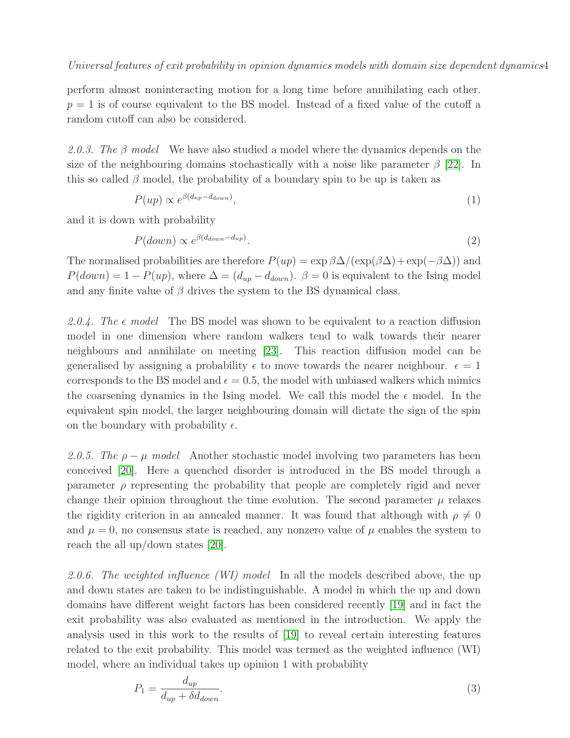perform almost noninteracting motion for a long time before annihilating each other. $p = 1$ is of course equivalent to the BS model. Instead of a fixed value of the cutoff a random cutoff can also be considered.

#### 2.0.3. The $\beta$ model

We have also studied a model where the dynamics depends on the size of the neighbouring domains stochastically with a noise like parameter $\beta$ [22]. In this so called $\beta$ model, the probability of a boundary spin to be up is taken as

$$P(up) \propto e^{\beta(d_{up} - d_{down})}, \tag{1}$$

and it is down with probability

$$P(down) \propto e^{\beta(d_{down} - d_{up})}. \tag{2}$$

The normalised probabilities are therefore $P(up) = \exp \beta\Delta / (\exp(\beta\Delta) + \exp(-\beta\Delta))$ and $P(down) = 1 - P(up)$, where $\Delta = (d_{up} - d_{down})$. $\beta = 0$ is equivalent to the Ising model and any finite value of $\beta$ drives the system to the BS dynamical class.

#### 2.0.4. The $\epsilon$ model

The BS model was shown to be equivalent to a reaction diffusion model in one dimension where random walkers tend to walk towards their nearer neighbours and annihilate on meeting [23]. This reaction diffusion model can be generalised by assigning a probability $\epsilon$ to move towards the nearer neighbour. $\epsilon = 1$ corresponds to the BS model and $\epsilon = 0.5$, the model with unbiased walkers which mimics the coarsening dynamics in the Ising model. We call this model the $\epsilon$ model. In the equivalent spin model, the larger neighbouring domain will dictate the sign of the spin on the boundary with probability $\epsilon$.

#### 2.0.5. The $\rho - \mu$ model

Another stochastic model involving two parameters has been conceived [20]. Here a quenched disorder is introduced in the BS model through a parameter $\rho$ representing the probability that people are completely rigid and never change their opinion throughout the time evolution. The second parameter $\mu$ relaxes the rigidity criterion in an annealed manner. It was found that although with $\rho \neq 0$ and $\mu = 0$, no consensus state is reached, any nonzero value of $\mu$ enables the system to reach the all up/down states [20].

#### 2.0.6. The weighted influence (WI) model

In all the models described above, the up and down states are taken to be indistinguishable. A model in which the up and down domains have different weight factors has been considered recently [19] and in fact the exit probability was also evaluated as mentioned in the introduction. We apply the analysis used in this work to the results of [19] to reveal certain interesting features related to the exit probability. This model was termed as the weighted influence (WI) model, where an individual takes up opinion 1 with probability

$$P_1 = \frac{d_{up}}{d_{up} + \delta d_{down}}. \tag{3}$$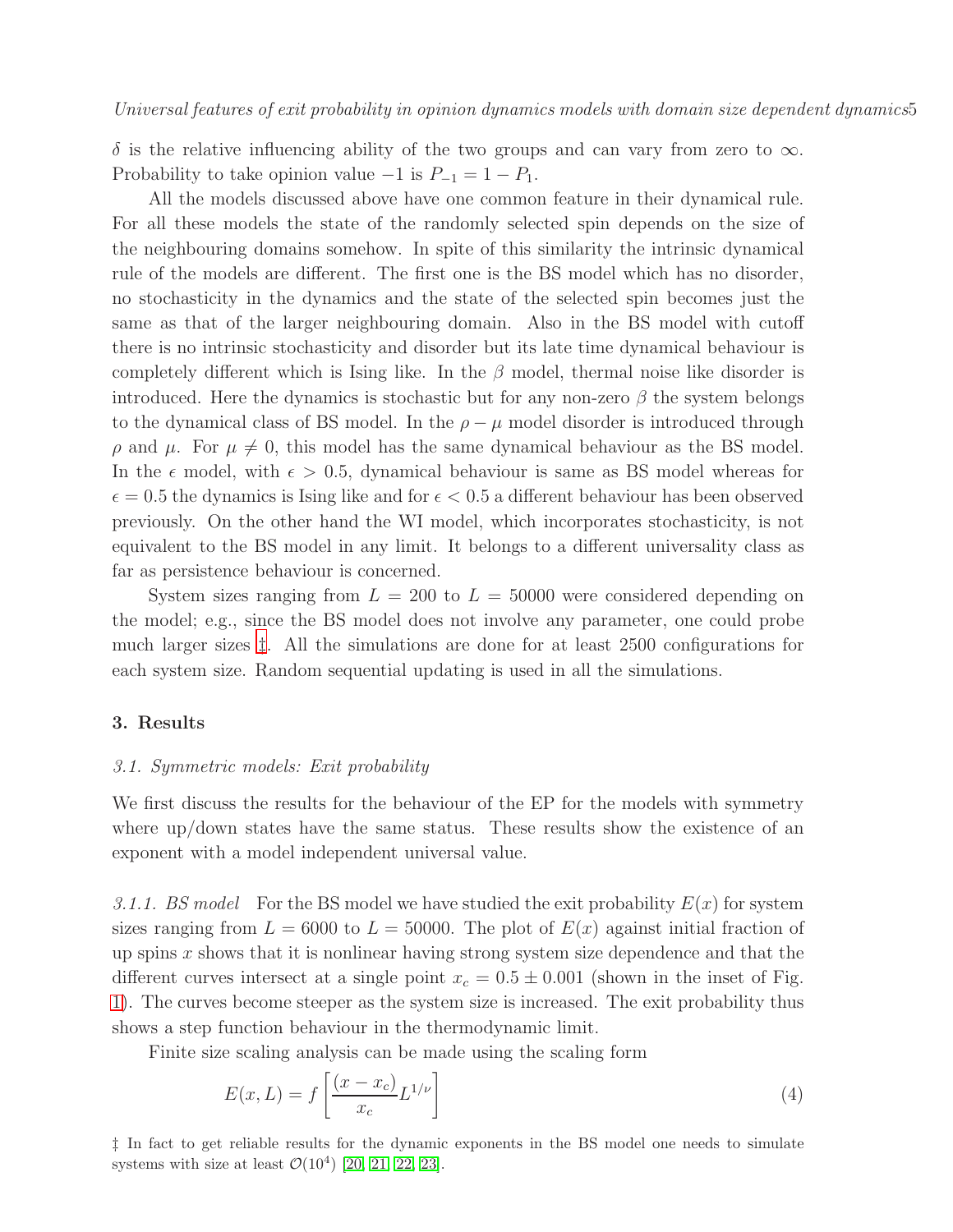$\delta$ is the relative influencing ability of the two groups and can vary from zero to $\infty$. Probability to take opinion value $-1$ is $P_{-1} = 1 - P_1$.

All the models discussed above have one common feature in their dynamical rule. For all these models the state of the randomly selected spin depends on the size of the neighbouring domains somehow. In spite of this similarity the intrinsic dynamical rule of the models are different. The first one is the BS model which has no disorder, no stochasticity in the dynamics and the state of the selected spin becomes just the same as that of the larger neighbouring domain. Also in the BS model with cutoff there is no intrinsic stochasticity and disorder but its late time dynamical behaviour is completely different which is Ising like. In the $\beta$ model, thermal noise like disorder is introduced. Here the dynamics is stochastic but for any non-zero $\beta$ the system belongs to the dynamical class of BS model. In the $\rho - \mu$ model disorder is introduced through $\rho$ and $\mu$. For $\mu \neq 0$, this model has the same dynamical behaviour as the BS model. In the $\epsilon$ model, with $\epsilon > 0.5$, dynamical behaviour is same as BS model whereas for $\epsilon = 0.5$ the dynamics is Ising like and for $\epsilon < 0.5$ a different behaviour has been observed previously. On the other hand the WI model, which incorporates stochasticity, is not equivalent to the BS model in any limit. It belongs to a different universality class as far as persistence behaviour is concerned.

System sizes ranging from $L = 200$ to $L = 50000$ were considered depending on the model; e.g., since the BS model does not involve any parameter, one could probe much larger sizes ‡. All the simulations are done for at least 2500 configurations for each system size. Random sequential updating is used in all the simulations.

## 3. Results

### 3.1. Symmetric models: Exit probability

We first discuss the results for the behaviour of the EP for the models with symmetry where up/down states have the same status. These results show the existence of an exponent with a model independent universal value.

*3.1.1. BS model* For the BS model we have studied the exit probability $E(x)$ for system sizes ranging from $L = 6000$ to $L = 50000$. The plot of $E(x)$ against initial fraction of up spins $x$ shows that it is nonlinear having strong system size dependence and that the different curves intersect at a single point $x_c = 0.5 \pm 0.001$ (shown in the inset of Fig. 1). The curves become steeper as the system size is increased. The exit probability thus shows a step function behaviour in the thermodynamic limit.

Finite size scaling analysis can be made using the scaling form

$$E(x, L) = f\left[\frac{(x - x_c)}{x_c} L^{1/\nu}\right] \tag{4}$$

‡ In fact to get reliable results for the dynamic exponents in the BS model one needs to simulate systems with size at least $\mathcal{O}(10^4)$ [20, 21, 22, 23].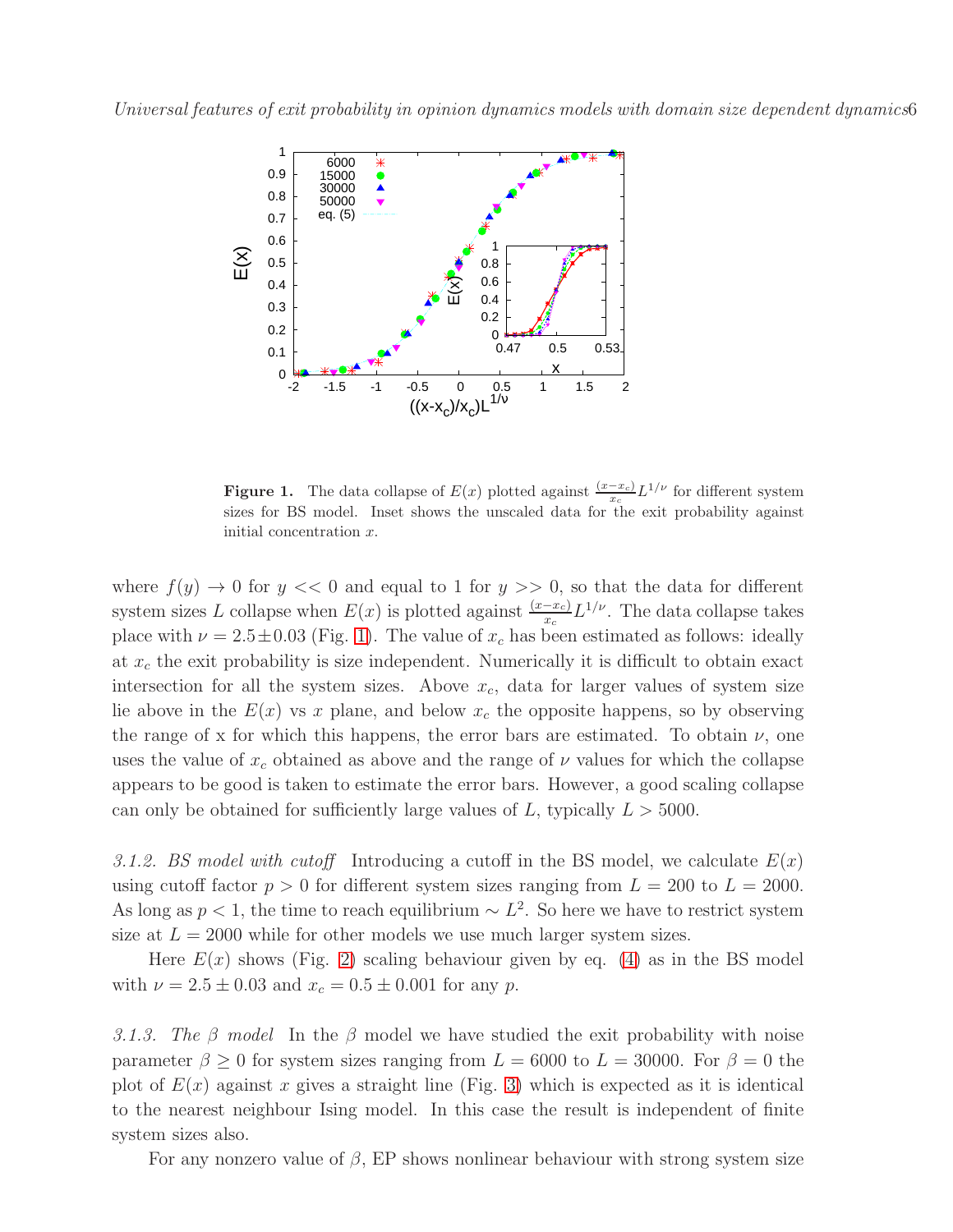**Figure 1.** The data collapse of $E(x)$ plotted against $\frac{(x-x_c)}{x_c}L^{1/\nu}$ for different system sizes for BS model. Inset shows the unscaled data for the exit probability against initial concentration $x$.

where $f(y) \to 0$ for $y << 0$ and equal to 1 for $y >> 0$, so that the data for different system sizes $L$ collapse when $E(x)$ is plotted against $\frac{(x-x_c)}{x_c}L^{1/\nu}$. The data collapse takes place with $\nu = 2.5 \pm 0.03$ (Fig. 1). The value of $x_c$ has been estimated as follows: ideally at $x_c$ the exit probability is size independent. Numerically it is difficult to obtain exact intersection for all the system sizes. Above $x_c$, data for larger values of system size lie above in the $E(x)$ vs $x$ plane, and below $x_c$ the opposite happens, so by observing the range of x for which this happens, the error bars are estimated. To obtain $\nu$, one uses the value of $x_c$ obtained as above and the range of $\nu$ values for which the collapse appears to be good is taken to estimate the error bars. However, a good scaling collapse can only be obtained for sufficiently large values of $L$, typically $L > 5000$.

*3.1.2. BS model with cutoff* Introducing a cutoff in the BS model, we calculate $E(x)$ using cutoff factor $p > 0$ for different system sizes ranging from $L = 200$ to $L = 2000$. As long as $p < 1$, the time to reach equilibrium $\sim L^2$. So here we have to restrict system size at $L = 2000$ while for other models we use much larger system sizes.

Here $E(x)$ shows (Fig. 2) scaling behaviour given by eq. (4) as in the BS model with $\nu = 2.5 \pm 0.03$ and $x_c = 0.5 \pm 0.001$ for any $p$.

*3.1.3. The $\beta$ model* In the $\beta$ model we have studied the exit probability with noise parameter $\beta \geq 0$ for system sizes ranging from $L = 6000$ to $L = 30000$. For $\beta = 0$ the plot of $E(x)$ against $x$ gives a straight line (Fig. 3) which is expected as it is identical to the nearest neighbour Ising model. In this case the result is independent of finite system sizes also.

For any nonzero value of $\beta$, EP shows nonlinear behaviour with strong system size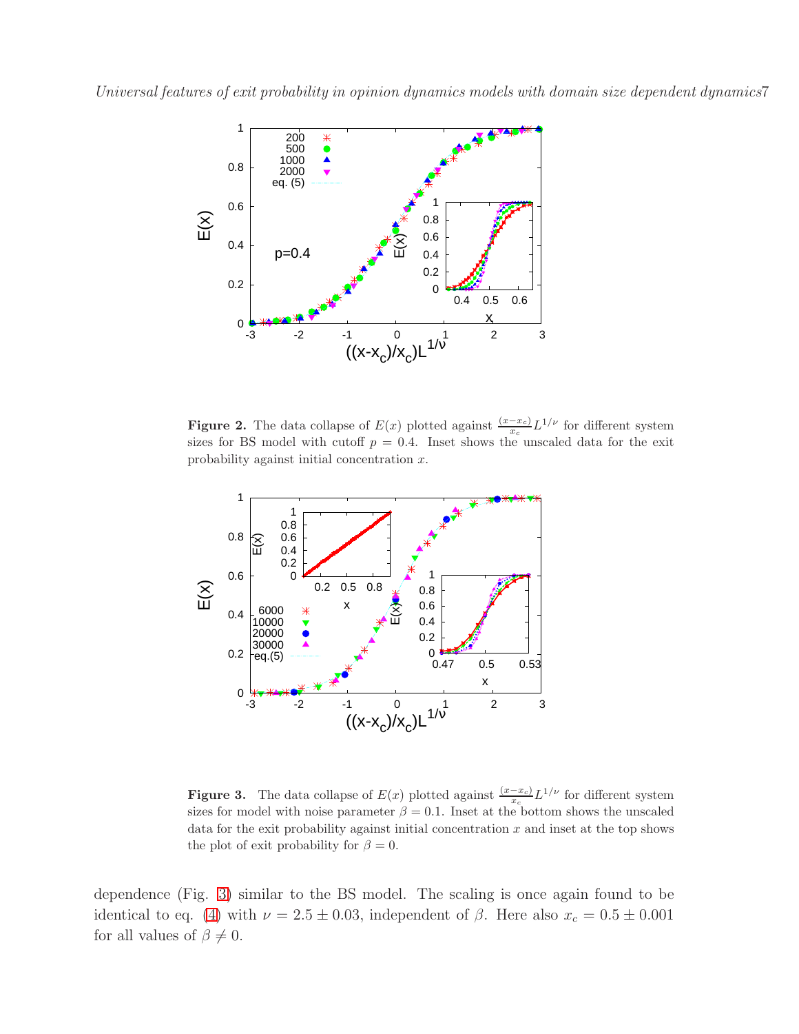**Figure 2.** The data collapse of $E(x)$ plotted against $\frac{(x-x_c)}{x_c}L^{1/\nu}$ for different system sizes for BS model with cutoff $p = 0.4$. Inset shows the unscaled data for the exit probability against initial concentration $x$.

**Figure 3.** The data collapse of $E(x)$ plotted against $\frac{(x-x_c)}{x_c}L^{1/\nu}$ for different system sizes for model with noise parameter $\beta = 0.1$. Inset at the bottom shows the unscaled data for the exit probability against initial concentration $x$ and inset at the top shows the plot of exit probability for $\beta = 0$.

dependence (Fig. 3) similar to the BS model. The scaling is once again found to be identical to eq. (4) with $\nu = 2.5 \pm 0.03$, independent of $\beta$. Here also $x_c = 0.5 \pm 0.001$ for all values of $\beta \neq 0$.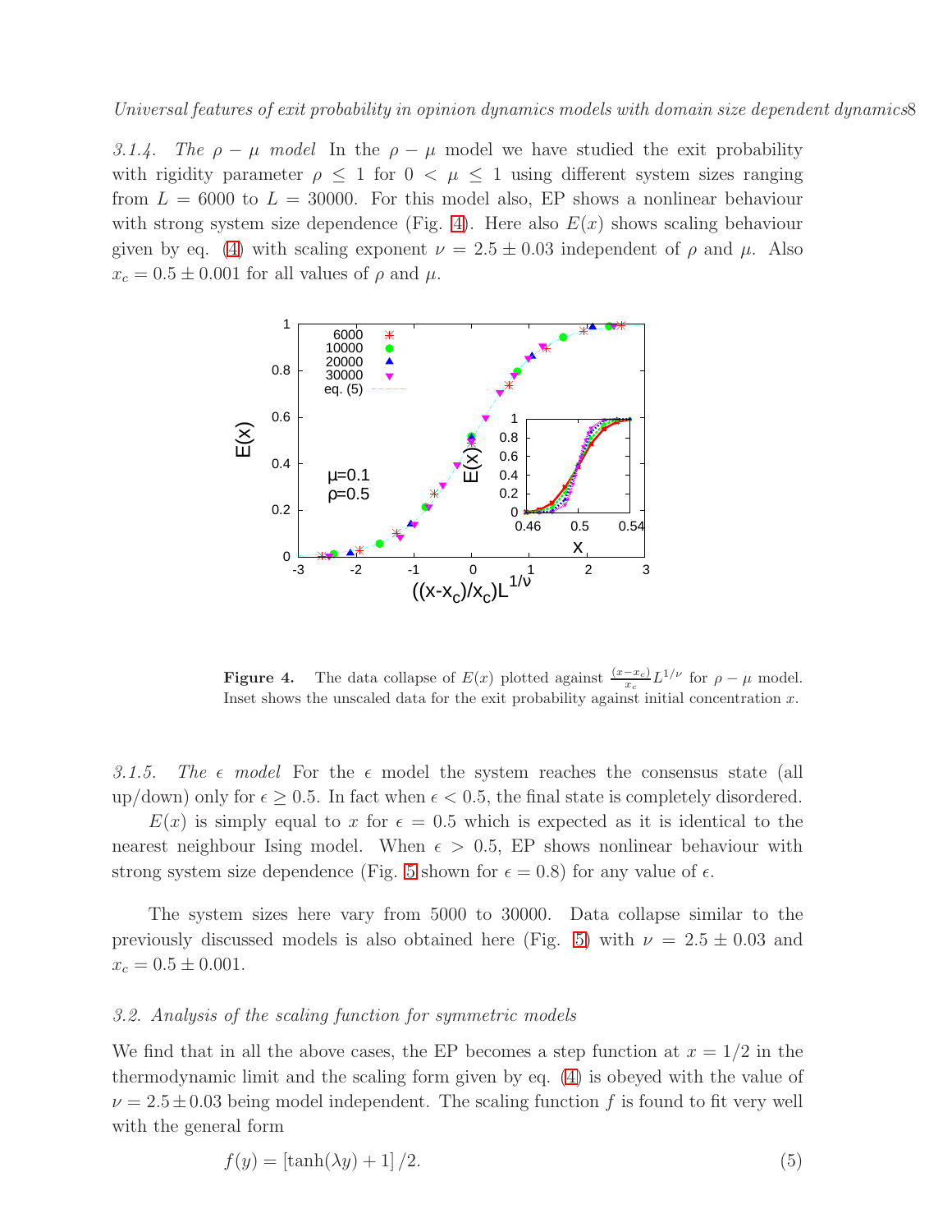*3.1.4. The $\rho - \mu$ model* In the $\rho - \mu$ model we have studied the exit probability with rigidity parameter $\rho \leq 1$ for $0 < \mu \leq 1$ using different system sizes ranging from $L = 6000$ to $L = 30000$. For this model also, EP shows a nonlinear behaviour with strong system size dependence (Fig. 4). Here also $E(x)$ shows scaling behaviour given by eq. (4) with scaling exponent $\nu = 2.5 \pm 0.03$ independent of $\rho$ and $\mu$. Also $x_c = 0.5 \pm 0.001$ for all values of $\rho$ and $\mu$.

**Figure 4.** The data collapse of $E(x)$ plotted against $\frac{(x-x_c)}{x_c}L^{1/\nu}$ for $\rho - \mu$ model. Inset shows the unscaled data for the exit probability against initial concentration $x$.

*3.1.5. The $\epsilon$ model* For the $\epsilon$ model the system reaches the consensus state (all up/down) only for $\epsilon \geq 0.5$. In fact when $\epsilon < 0.5$, the final state is completely disordered.

$E(x)$ is simply equal to $x$ for $\epsilon = 0.5$ which is expected as it is identical to the nearest neighbour Ising model. When $\epsilon > 0.5$, EP shows nonlinear behaviour with strong system size dependence (Fig. 5 shown for $\epsilon = 0.8$) for any value of $\epsilon$.

The system sizes here vary from 5000 to 30000. Data collapse similar to the previously discussed models is also obtained here (Fig. 5) with $\nu = 2.5 \pm 0.03$ and $x_c = 0.5 \pm 0.001$.

### *3.2. Analysis of the scaling function for symmetric models*

We find that in all the above cases, the EP becomes a step function at $x = 1/2$ in the thermodynamic limit and the scaling form given by eq. (4) is obeyed with the value of $\nu = 2.5 \pm 0.03$ being model independent. The scaling function $f$ is found to fit very well with the general form

$$f(y) = [\tanh(\lambda y) + 1]/2. \tag{5}$$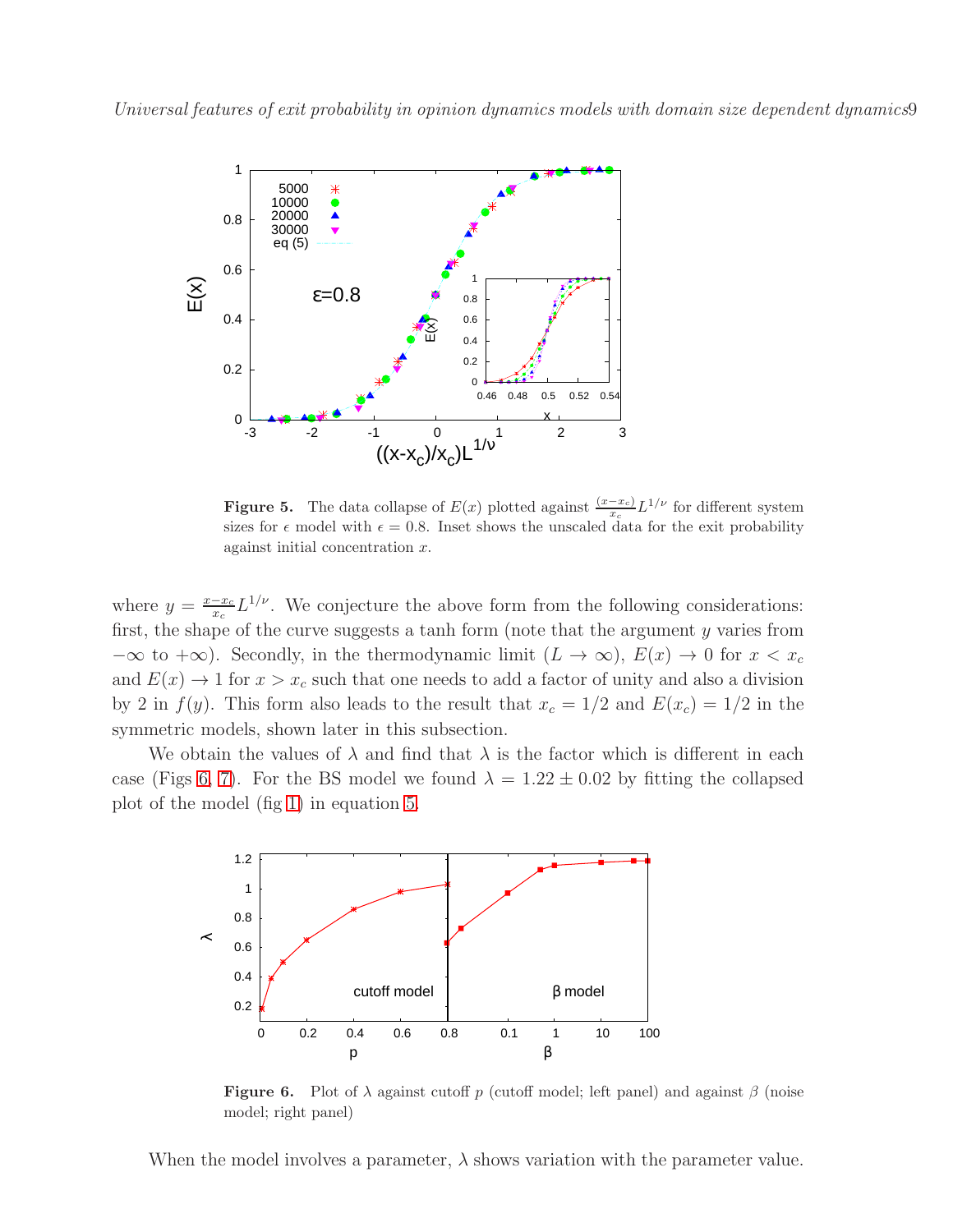**Figure 5.** The data collapse of $E(x)$ plotted against $\frac{(x-x_c)}{x_c}L^{1/\nu}$ for different system sizes for $\epsilon$ model with $\epsilon = 0.8$. Inset shows the unscaled data for the exit probability against initial concentration $x$.

where $y = \frac{x-x_c}{x_c}L^{1/\nu}$. We conjecture the above form from the following considerations: first, the shape of the curve suggests a tanh form (note that the argument $y$ varies from $-\infty$ to $+\infty$). Secondly, in the thermodynamic limit ($L \to \infty$), $E(x) \to 0$ for $x < x_c$ and $E(x) \to 1$ for $x > x_c$ such that one needs to add a factor of unity and also a division by 2 in $f(y)$. This form also leads to the result that $x_c = 1/2$ and $E(x_c) = 1/2$ in the symmetric models, shown later in this subsection.

We obtain the values of $\lambda$ and find that $\lambda$ is the factor which is different in each case (Figs 6, 7). For the BS model we found $\lambda = 1.22 \pm 0.02$ by fitting the collapsed plot of the model (fig 1) in equation 5.

**Figure 6.** Plot of $\lambda$ against cutoff $p$ (cutoff model; left panel) and against $\beta$ (noise model; right panel)

When the model involves a parameter, $\lambda$ shows variation with the parameter value.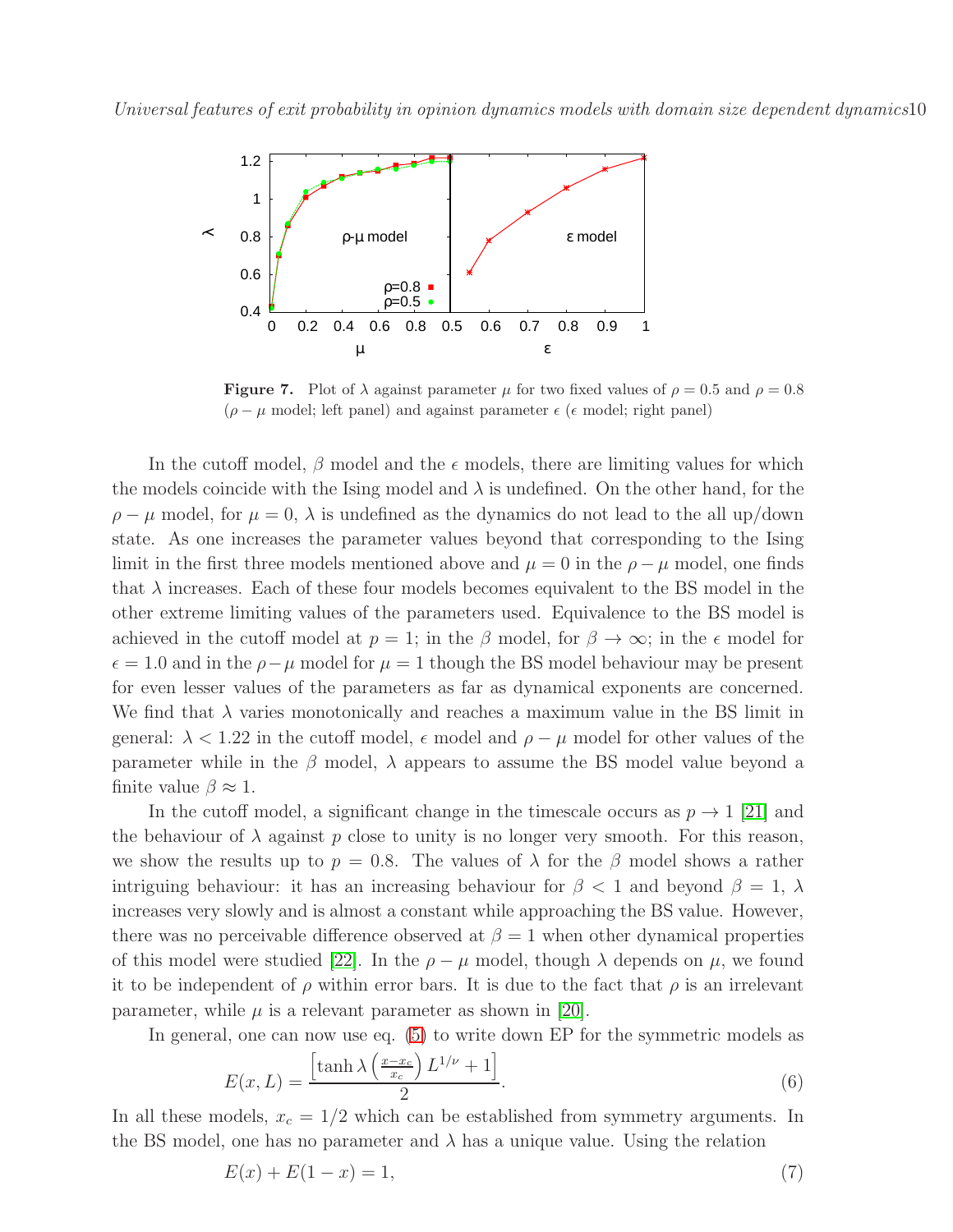**Figure 7.** Plot of $\lambda$ against parameter $\mu$ for two fixed values of $\rho = 0.5$ and $\rho = 0.8$ ($\rho - \mu$ model; left panel) and against parameter $\epsilon$ ($\epsilon$ model; right panel)

In the cutoff model, $\beta$ model and the $\epsilon$ models, there are limiting values for which the models coincide with the Ising model and $\lambda$ is undefined. On the other hand, for the $\rho - \mu$ model, for $\mu = 0$, $\lambda$ is undefined as the dynamics do not lead to the all up/down state. As one increases the parameter values beyond that corresponding to the Ising limit in the first three models mentioned above and $\mu = 0$ in the $\rho - \mu$ model, one finds that $\lambda$ increases. Each of these four models becomes equivalent to the BS model in the other extreme limiting values of the parameters used. Equivalence to the BS model is achieved in the cutoff model at $p = 1$; in the $\beta$ model, for $\beta \to \infty$; in the $\epsilon$ model for $\epsilon = 1.0$ and in the $\rho - \mu$ model for $\mu = 1$ though the BS model behaviour may be present for even lesser values of the parameters as far as dynamical exponents are concerned. We find that $\lambda$ varies monotonically and reaches a maximum value in the BS limit in general: $\lambda < 1.22$ in the cutoff model, $\epsilon$ model and $\rho - \mu$ model for other values of the parameter while in the $\beta$ model, $\lambda$ appears to assume the BS model value beyond a finite value $\beta \approx 1$.

In the cutoff model, a significant change in the timescale occurs as $p \to 1$ [21] and the behaviour of $\lambda$ against $p$ close to unity is no longer very smooth. For this reason, we show the results up to $p = 0.8$. The values of $\lambda$ for the $\beta$ model shows a rather intriguing behaviour: it has an increasing behaviour for $\beta < 1$ and beyond $\beta = 1$, $\lambda$ increases very slowly and is almost a constant while approaching the BS value. However, there was no perceivable difference observed at $\beta = 1$ when other dynamical properties of this model were studied [22]. In the $\rho - \mu$ model, though $\lambda$ depends on $\mu$, we found it to be independent of $\rho$ within error bars. It is due to the fact that $\rho$ is an irrelevant parameter, while $\mu$ is a relevant parameter as shown in [20].

In general, one can now use eq. (5) to write down EP for the symmetric models as

$$E(x, L) = \frac{\left[\tanh \lambda \left(\frac{x - x_c}{x_c}\right) L^{1/\nu} + 1\right]}{2}. \tag{6}$$

In all these models, $x_c = 1/2$ which can be established from symmetry arguments. In the BS model, one has no parameter and $\lambda$ has a unique value. Using the relation

$$E(x) + E(1 - x) = 1, \tag{7}$$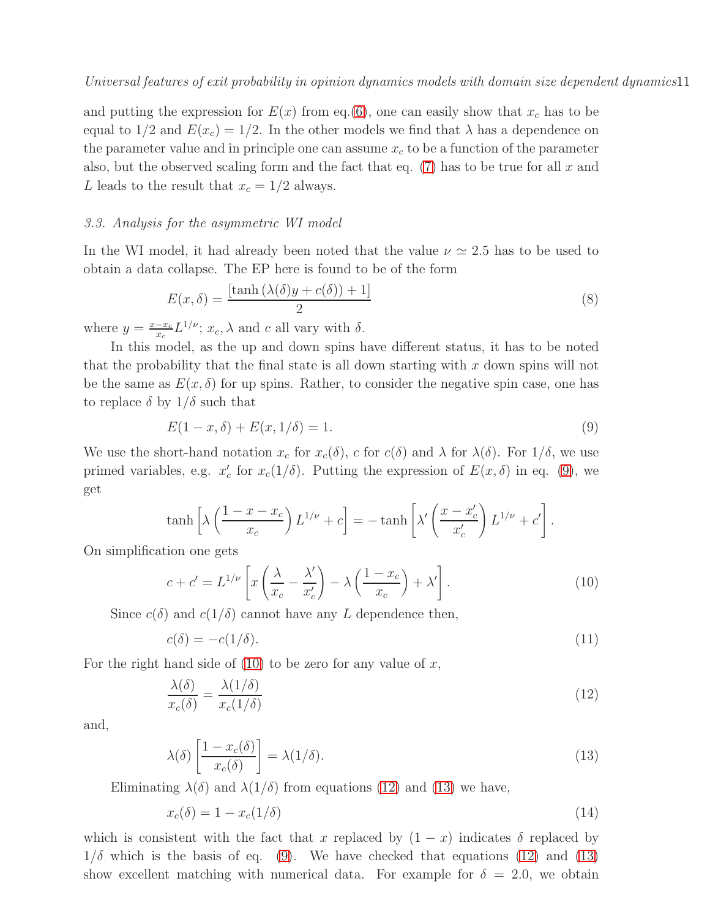and putting the expression for $E(x)$ from eq.(6), one can easily show that $x_c$ has to be equal to 1/2 and $E(x_c) = 1/2$. In the other models we find that $\lambda$ has a dependence on the parameter value and in principle one can assume $x_c$ to be a function of the parameter also, but the observed scaling form and the fact that eq. (7) has to be true for all $x$ and $L$ leads to the result that $x_c = 1/2$ always.

### 3.3. Analysis for the asymmetric WI model

In the WI model, it had already been noted that the value $\nu \simeq 2.5$ has to be used to obtain a data collapse. The EP here is found to be of the form

$$E(x, \delta) = \frac{[\tanh\left(\lambda(\delta)y + c(\delta)\right) + 1]}{2} \tag{8}$$

where $y = \frac{x - x_c}{x_c} L^{1/\nu}$; $x_c, \lambda$ and $c$ all vary with $\delta$.

In this model, as the up and down spins have different status, it has to be noted that the probability that the final state is all down starting with $x$ down spins will not be the same as $E(x, \delta)$ for up spins. Rather, to consider the negative spin case, one has to replace $\delta$ by $1/\delta$ such that

$$E(1 - x, \delta) + E(x, 1/\delta) = 1. \tag{9}$$

We use the short-hand notation $x_c$ for $x_c(\delta)$, $c$ for $c(\delta)$ and $\lambda$ for $\lambda(\delta)$. For $1/\delta$, we use primed variables, e.g. $x'_c$ for $x_c(1/\delta)$. Putting the expression of $E(x, \delta)$ in eq. (9), we get

$$\tanh\left[\lambda\left(\frac{1 - x - x_c}{x_c}\right) L^{1/\nu} + c\right] = -\tanh\left[\lambda'\left(\frac{x - x'_c}{x'_c}\right) L^{1/\nu} + c'\right].$$

On simplification one gets

$$c + c' = L^{1/\nu}\left[x\left(\frac{\lambda}{x_c} - \frac{\lambda'}{x'_c}\right) - \lambda\left(\frac{1 - x_c}{x_c}\right) + \lambda'\right]. \tag{10}$$

Since $c(\delta)$ and $c(1/\delta)$ cannot have any $L$ dependence then,

$$c(\delta) = -c(1/\delta). \tag{11}$$

For the right hand side of (10) to be zero for any value of $x$,

$$\frac{\lambda(\delta)}{x_c(\delta)} = \frac{\lambda(1/\delta)}{x_c(1/\delta)} \tag{12}$$

and,

$$\lambda(\delta)\left[\frac{1 - x_c(\delta)}{x_c(\delta)}\right] = \lambda(1/\delta). \tag{13}$$

Eliminating $\lambda(\delta)$ and $\lambda(1/\delta)$ from equations (12) and (13) we have,

$$x_c(\delta) = 1 - x_c(1/\delta) \tag{14}$$

which is consistent with the fact that $x$ replaced by $(1 - x)$ indicates $\delta$ replaced by $1/\delta$ which is the basis of eq. (9). We have checked that equations (12) and (13) show excellent matching with numerical data. For example for $\delta = 2.0$, we obtain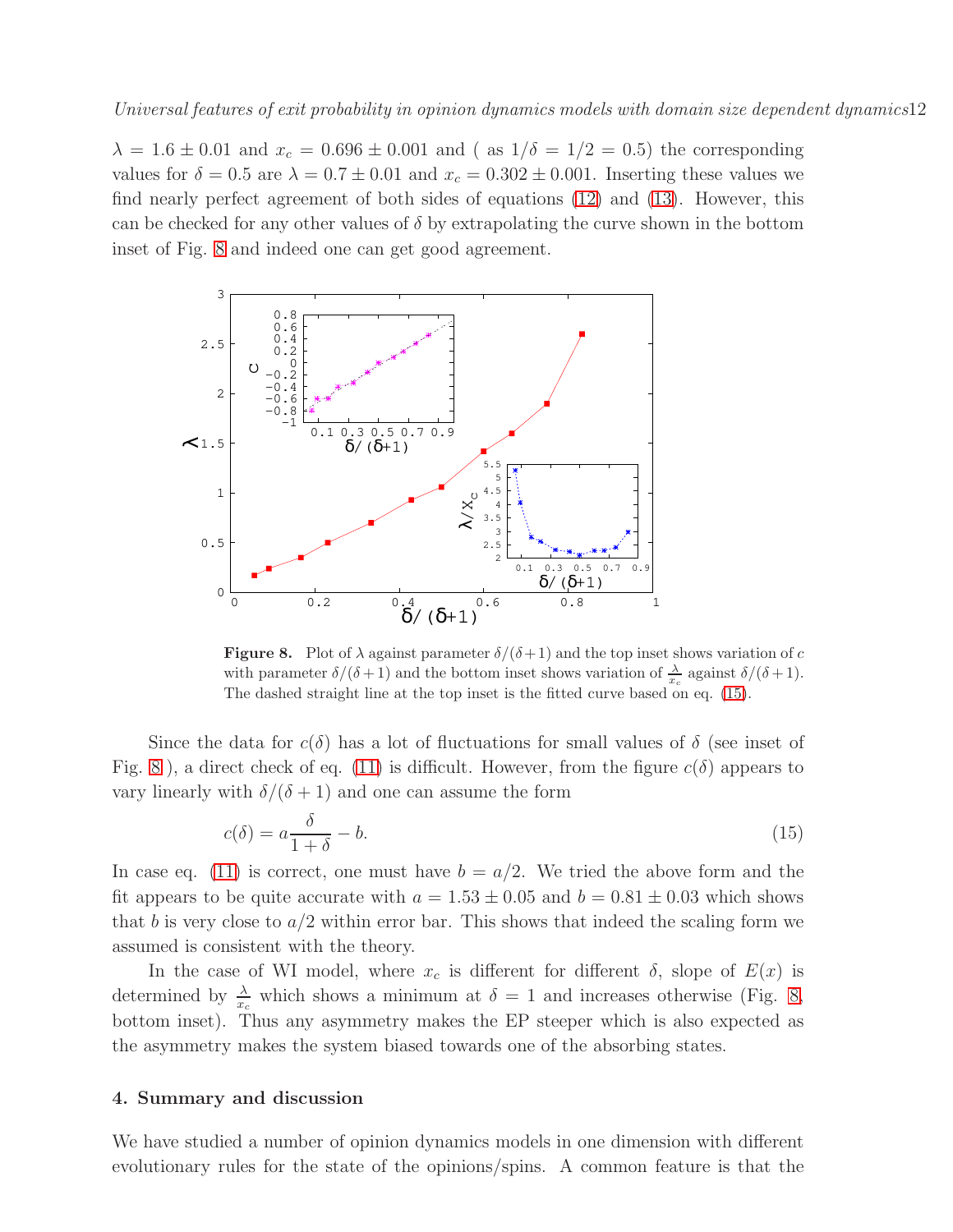$\lambda = 1.6 \pm 0.01$ and $x_c = 0.696 \pm 0.001$ and ( as $1/\delta = 1/2 = 0.5$) the corresponding values for $\delta = 0.5$ are $\lambda = 0.7 \pm 0.01$ and $x_c = 0.302 \pm 0.001$. Inserting these values we find nearly perfect agreement of both sides of equations (12) and (13). However, this can be checked for any other values of $\delta$ by extrapolating the curve shown in the bottom inset of Fig. 8 and indeed one can get good agreement.

**Figure 8.** Plot of $\lambda$ against parameter $\delta/(\delta+1)$ and the top inset shows variation of $c$ with parameter $\delta/(\delta+1)$ and the bottom inset shows variation of $\frac{\lambda}{x_c}$ against $\delta/(\delta+1)$. The dashed straight line at the top inset is the fitted curve based on eq. (15).

Since the data for $c(\delta)$ has a lot of fluctuations for small values of $\delta$ (see inset of Fig. 8 ), a direct check of eq. (11) is difficult. However, from the figure $c(\delta)$ appears to vary linearly with $\delta/(\delta+1)$ and one can assume the form

$$c(\delta) = a\frac{\delta}{1+\delta} - b. \tag{15}$$

In case eq. (11) is correct, one must have $b = a/2$. We tried the above form and the fit appears to be quite accurate with $a = 1.53 \pm 0.05$ and $b = 0.81 \pm 0.03$ which shows that $b$ is very close to $a/2$ within error bar. This shows that indeed the scaling form we assumed is consistent with the theory.

In the case of WI model, where $x_c$ is different for different $\delta$, slope of $E(x)$ is determined by $\frac{\lambda}{x_c}$ which shows a minimum at $\delta = 1$ and increases otherwise (Fig. 8, bottom inset). Thus any asymmetry makes the EP steeper which is also expected as the asymmetry makes the system biased towards one of the absorbing states.

## 4. Summary and discussion

We have studied a number of opinion dynamics models in one dimension with different evolutionary rules for the state of the opinions/spins. A common feature is that the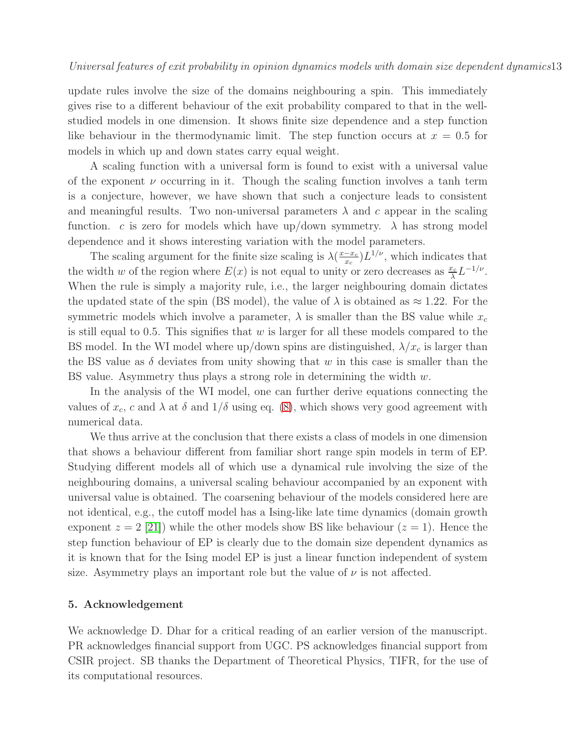update rules involve the size of the domains neighbouring a spin. This immediately gives rise to a different behaviour of the exit probability compared to that in the well-studied models in one dimension. It shows finite size dependence and a step function like behaviour in the thermodynamic limit. The step function occurs at $x = 0.5$ for models in which up and down states carry equal weight.

A scaling function with a universal form is found to exist with a universal value of the exponent $\nu$ occurring in it. Though the scaling function involves a tanh term is a conjecture, however, we have shown that such a conjecture leads to consistent and meaningful results. Two non-universal parameters $\lambda$ and $c$ appear in the scaling function. $c$ is zero for models which have up/down symmetry. $\lambda$ has strong model dependence and it shows interesting variation with the model parameters.

The scaling argument for the finite size scaling is $\lambda(\frac{x-x_c}{x_c})L^{1/\nu}$, which indicates that the width $w$ of the region where $E(x)$ is not equal to unity or zero decreases as $\frac{x_c}{\lambda}L^{-1/\nu}$. When the rule is simply a majority rule, i.e., the larger neighbouring domain dictates the updated state of the spin (BS model), the value of $\lambda$ is obtained as $\approx 1.22$. For the symmetric models which involve a parameter, $\lambda$ is smaller than the BS value while $x_c$ is still equal to 0.5. This signifies that $w$ is larger for all these models compared to the BS model. In the WI model where up/down spins are distinguished, $\lambda/x_c$ is larger than the BS value as $\delta$ deviates from unity showing that $w$ in this case is smaller than the BS value. Asymmetry thus plays a strong role in determining the width $w$.

In the analysis of the WI model, one can further derive equations connecting the values of $x_c$, $c$ and $\lambda$ at $\delta$ and $1/\delta$ using eq. (8), which shows very good agreement with numerical data.

We thus arrive at the conclusion that there exists a class of models in one dimension that shows a behaviour different from familiar short range spin models in term of EP. Studying different models all of which use a dynamical rule involving the size of the neighbouring domains, a universal scaling behaviour accompanied by an exponent with universal value is obtained. The coarsening behaviour of the models considered here are not identical, e.g., the cutoff model has a Ising-like late time dynamics (domain growth exponent $z = 2$ [21]) while the other models show BS like behaviour ($z = 1$). Hence the step function behaviour of EP is clearly due to the domain size dependent dynamics as it is known that for the Ising model EP is just a linear function independent of system size. Asymmetry plays an important role but the value of $\nu$ is not affected.

## 5. Acknowledgement

We acknowledge D. Dhar for a critical reading of an earlier version of the manuscript. PR acknowledges financial support from UGC. PS acknowledges financial support from CSIR project. SB thanks the Department of Theoretical Physics, TIFR, for the use of its computational resources.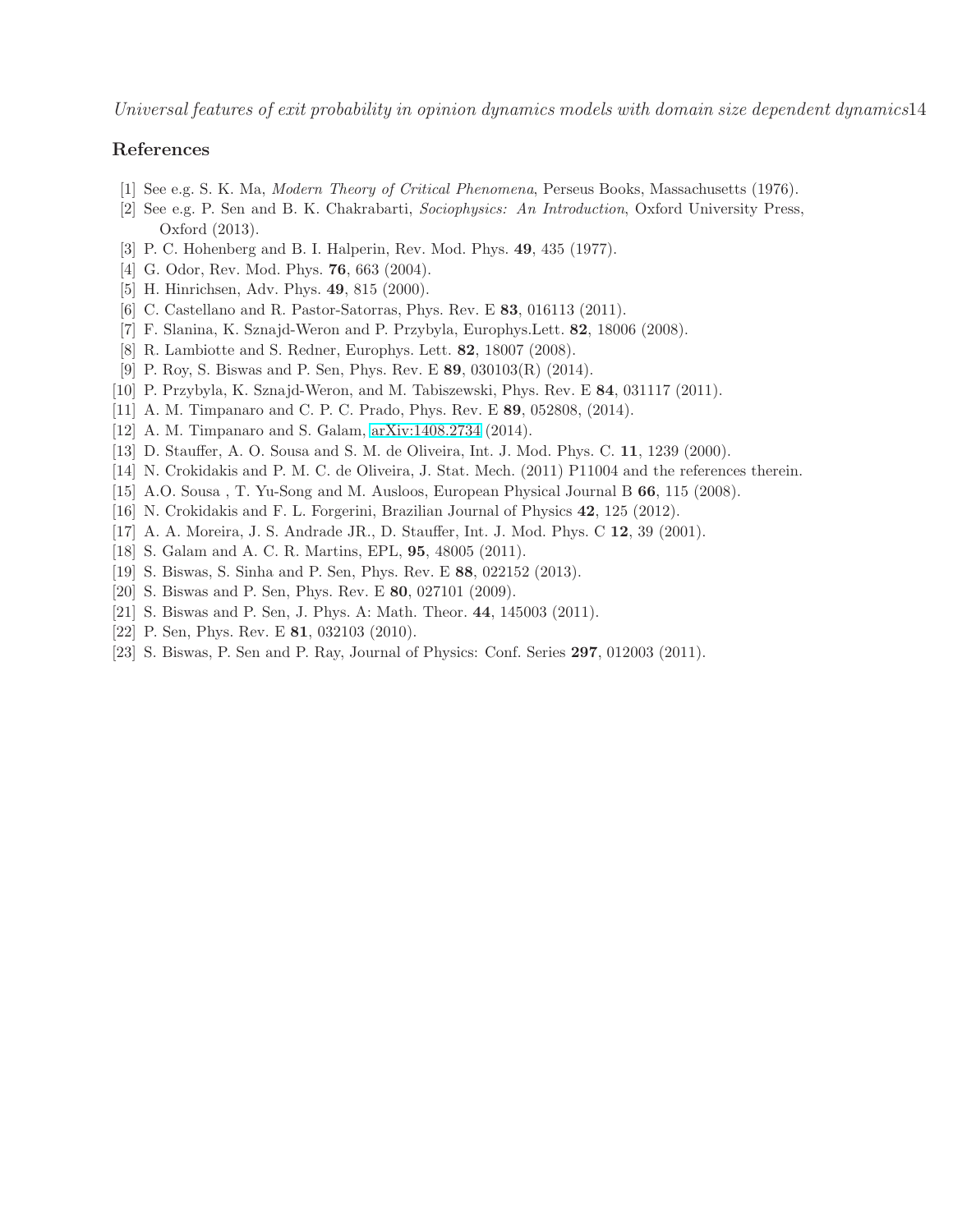## References

[1] See e.g. S. K. Ma, *Modern Theory of Critical Phenomena*, Perseus Books, Massachusetts (1976).

[2] See e.g. P. Sen and B. K. Chakrabarti, *Sociophysics: An Introduction*, Oxford University Press, Oxford (2013).

[3] P. C. Hohenberg and B. I. Halperin, Rev. Mod. Phys. **49**, 435 (1977).

[4] G. Odor, Rev. Mod. Phys. **76**, 663 (2004).

[5] H. Hinrichsen, Adv. Phys. **49**, 815 (2000).

[6] C. Castellano and R. Pastor-Satorras, Phys. Rev. E **83**, 016113 (2011).

[7] F. Slanina, K. Sznajd-Weron and P. Przybyla, Europhys.Lett. **82**, 18006 (2008).

[8] R. Lambiotte and S. Redner, Europhys. Lett. **82**, 18007 (2008).

[9] P. Roy, S. Biswas and P. Sen, Phys. Rev. E **89**, 030103(R) (2014).

[10] P. Przybyla, K. Sznajd-Weron, and M. Tabiszewski, Phys. Rev. E **84**, 031117 (2011).

[11] A. M. Timpanaro and C. P. C. Prado, Phys. Rev. E **89**, 052808, (2014).

[12] A. M. Timpanaro and S. Galam, arXiv:1408.2734 (2014).

[13] D. Stauffer, A. O. Sousa and S. M. de Oliveira, Int. J. Mod. Phys. C. **11**, 1239 (2000).

[14] N. Crokidakis and P. M. C. de Oliveira, J. Stat. Mech. (2011) P11004 and the references therein.

[15] A.O. Sousa , T. Yu-Song and M. Ausloos, European Physical Journal B **66**, 115 (2008).

[16] N. Crokidakis and F. L. Forgerini, Brazilian Journal of Physics **42**, 125 (2012).

[17] A. A. Moreira, J. S. Andrade JR., D. Stauffer, Int. J. Mod. Phys. C **12**, 39 (2001).

[18] S. Galam and A. C. R. Martins, EPL, **95**, 48005 (2011).

[19] S. Biswas, S. Sinha and P. Sen, Phys. Rev. E **88**, 022152 (2013).

[20] S. Biswas and P. Sen, Phys. Rev. E **80**, 027101 (2009).

[21] S. Biswas and P. Sen, J. Phys. A: Math. Theor. **44**, 145003 (2011).

[22] P. Sen, Phys. Rev. E **81**, 032103 (2010).

[23] S. Biswas, P. Sen and P. Ray, Journal of Physics: Conf. Series **297**, 012003 (2011).